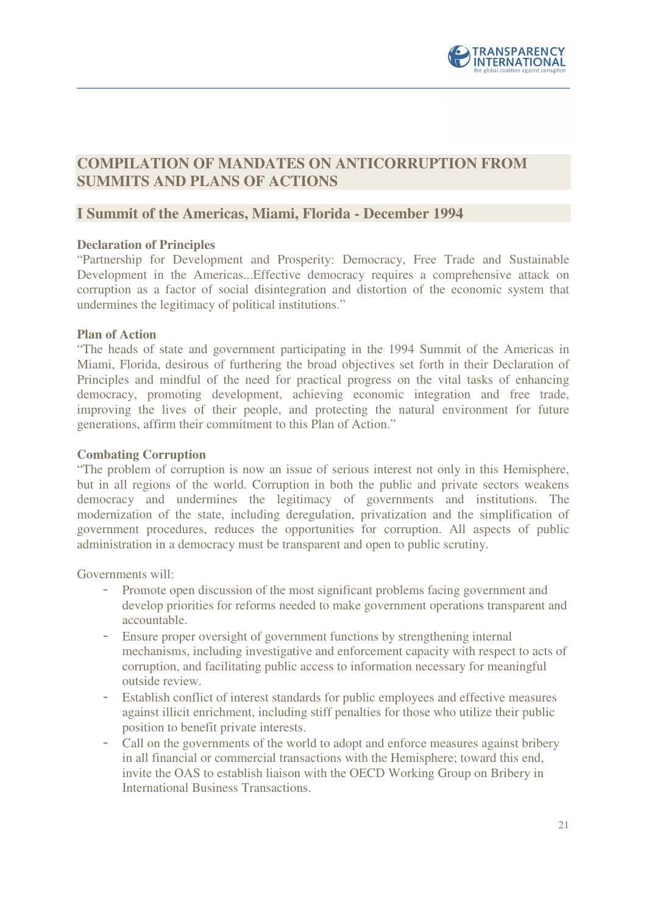# COMPILATION OF MANDATES ON ANTICORRUPTION FROM SUMMITS AND PLANS OF ACTIONS

## I Summit of the Americas, Miami, Florida - December 1994

**Declaration of Principles**

"Partnership for Development and Prosperity: Democracy, Free Trade and Sustainable Development in the Americas...Effective democracy requires a comprehensive attack on corruption as a factor of social disintegration and distortion of the economic system that undermines the legitimacy of political institutions."

**Plan of Action**

"The heads of state and government participating in the 1994 Summit of the Americas in Miami, Florida, desirous of furthering the broad objectives set forth in their Declaration of Principles and mindful of the need for practical progress on the vital tasks of enhancing democracy, promoting development, achieving economic integration and free trade, improving the lives of their people, and protecting the natural environment for future generations, affirm their commitment to this Plan of Action."

**Combating Corruption**

"The problem of corruption is now an issue of serious interest not only in this Hemisphere, but in all regions of the world. Corruption in both the public and private sectors weakens democracy and undermines the legitimacy of governments and institutions. The modernization of the state, including deregulation, privatization and the simplification of government procedures, reduces the opportunities for corruption. All aspects of public administration in a democracy must be transparent and open to public scrutiny.

Governments will:

- Promote open discussion of the most significant problems facing government and develop priorities for reforms needed to make government operations transparent and accountable.
- Ensure proper oversight of government functions by strengthening internal mechanisms, including investigative and enforcement capacity with respect to acts of corruption, and facilitating public access to information necessary for meaningful outside review.
- Establish conflict of interest standards for public employees and effective measures against illicit enrichment, including stiff penalties for those who utilize their public position to benefit private interests.
- Call on the governments of the world to adopt and enforce measures against bribery in all financial or commercial transactions with the Hemisphere; toward this end, invite the OAS to establish liaison with the OECD Working Group on Bribery in International Business Transactions.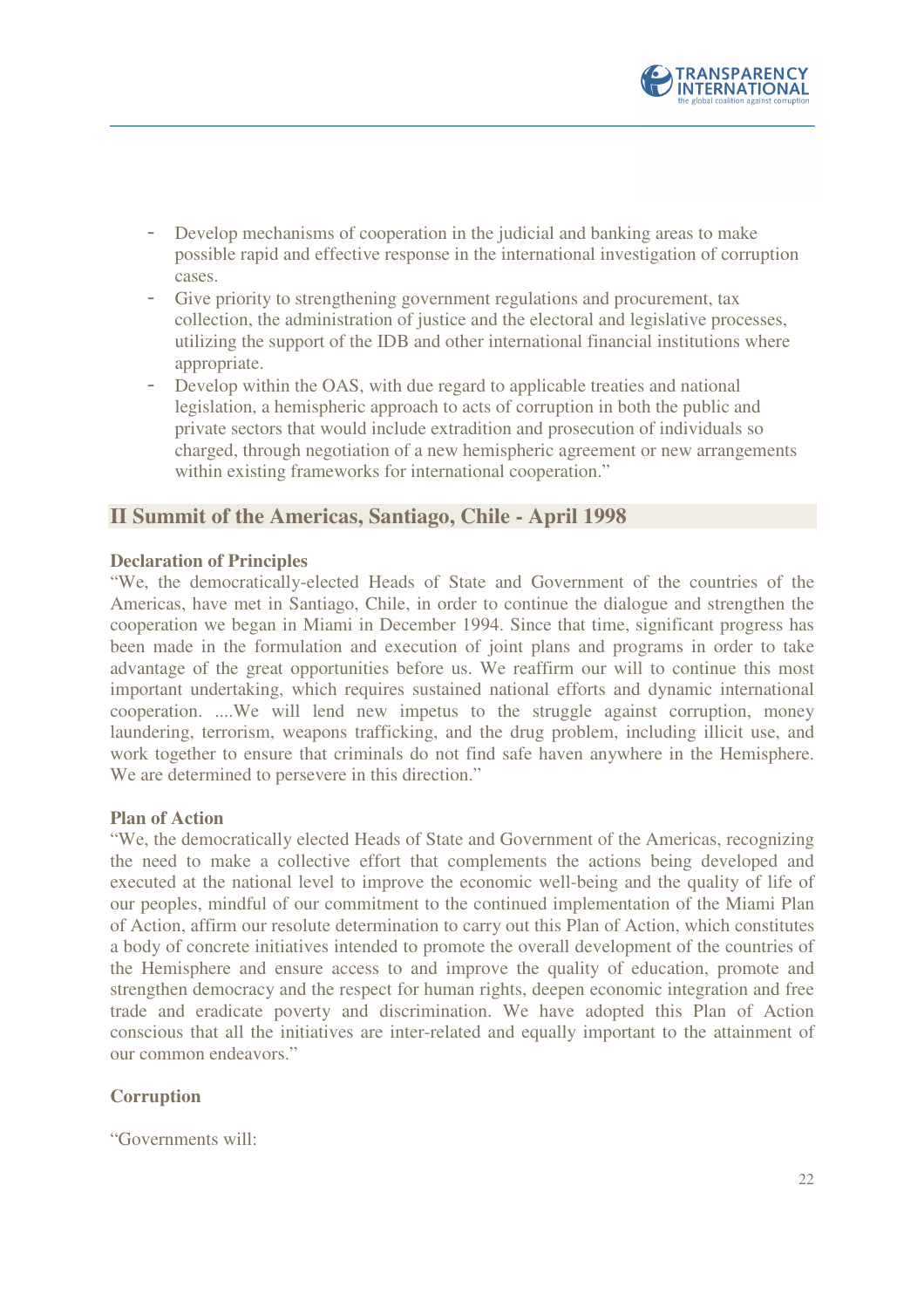- Develop mechanisms of cooperation in the judicial and banking areas to make possible rapid and effective response in the international investigation of corruption cases.
- Give priority to strengthening government regulations and procurement, tax collection, the administration of justice and the electoral and legislative processes, utilizing the support of the IDB and other international financial institutions where appropriate.
- Develop within the OAS, with due regard to applicable treaties and national legislation, a hemispheric approach to acts of corruption in both the public and private sectors that would include extradition and prosecution of individuals so charged, through negotiation of a new hemispheric agreement or new arrangements within existing frameworks for international cooperation."

## II Summit of the Americas, Santiago, Chile - April 1998

**Declaration of Principles**

"We, the democratically-elected Heads of State and Government of the countries of the Americas, have met in Santiago, Chile, in order to continue the dialogue and strengthen the cooperation we began in Miami in December 1994. Since that time, significant progress has been made in the formulation and execution of joint plans and programs in order to take advantage of the great opportunities before us. We reaffirm our will to continue this most important undertaking, which requires sustained national efforts and dynamic international cooperation. ....We will lend new impetus to the struggle against corruption, money laundering, terrorism, weapons trafficking, and the drug problem, including illicit use, and work together to ensure that criminals do not find safe haven anywhere in the Hemisphere. We are determined to persevere in this direction."

**Plan of Action**

"We, the democratically elected Heads of State and Government of the Americas, recognizing the need to make a collective effort that complements the actions being developed and executed at the national level to improve the economic well-being and the quality of life of our peoples, mindful of our commitment to the continued implementation of the Miami Plan of Action, affirm our resolute determination to carry out this Plan of Action, which constitutes a body of concrete initiatives intended to promote the overall development of the countries of the Hemisphere and ensure access to and improve the quality of education, promote and strengthen democracy and the respect for human rights, deepen economic integration and free trade and eradicate poverty and discrimination. We have adopted this Plan of Action conscious that all the initiatives are inter-related and equally important to the attainment of our common endeavors."

**Corruption**

"Governments will: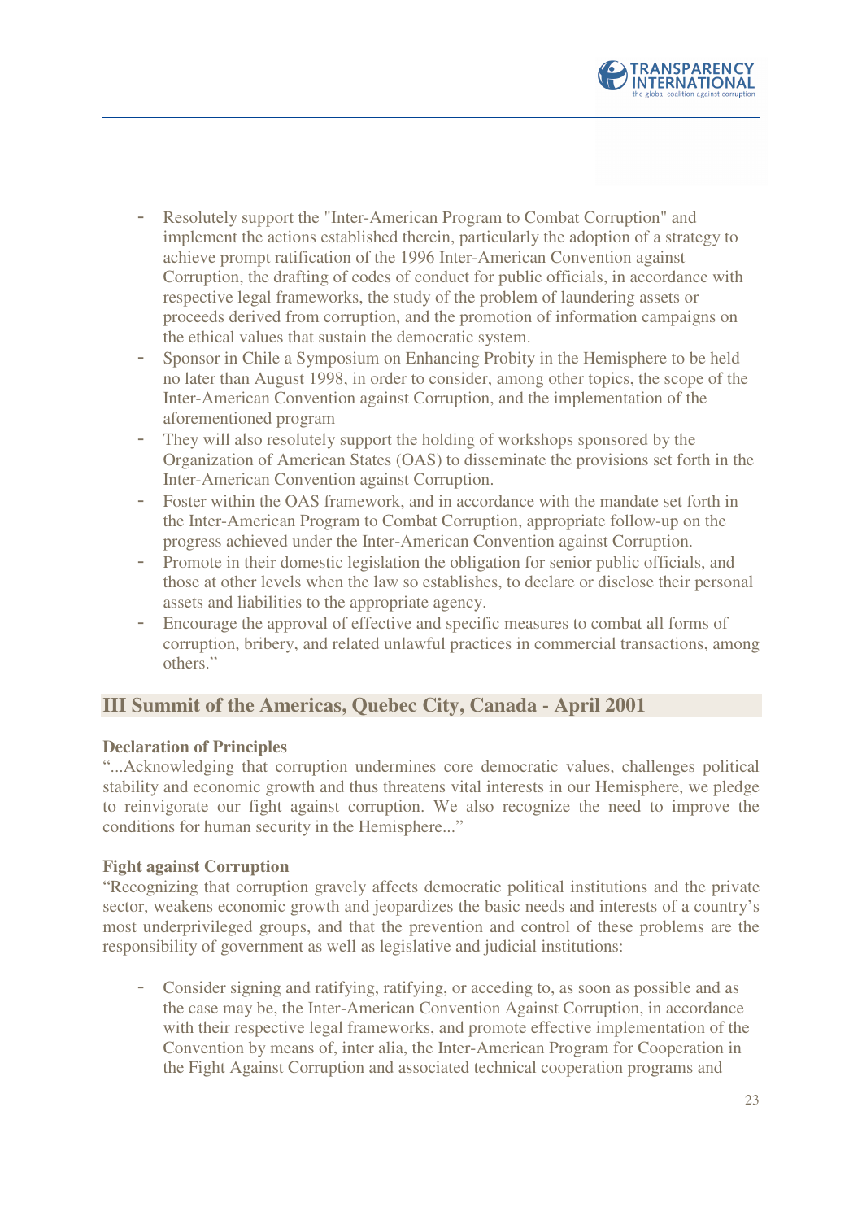- Resolutely support the "Inter-American Program to Combat Corruption" and implement the actions established therein, particularly the adoption of a strategy to achieve prompt ratification of the 1996 Inter-American Convention against Corruption, the drafting of codes of conduct for public officials, in accordance with respective legal frameworks, the study of the problem of laundering assets or proceeds derived from corruption, and the promotion of information campaigns on the ethical values that sustain the democratic system.
- Sponsor in Chile a Symposium on Enhancing Probity in the Hemisphere to be held no later than August 1998, in order to consider, among other topics, the scope of the Inter-American Convention against Corruption, and the implementation of the aforementioned program
- They will also resolutely support the holding of workshops sponsored by the Organization of American States (OAS) to disseminate the provisions set forth in the Inter-American Convention against Corruption.
- Foster within the OAS framework, and in accordance with the mandate set forth in the Inter-American Program to Combat Corruption, appropriate follow-up on the progress achieved under the Inter-American Convention against Corruption.
- Promote in their domestic legislation the obligation for senior public officials, and those at other levels when the law so establishes, to declare or disclose their personal assets and liabilities to the appropriate agency.
- Encourage the approval of effective and specific measures to combat all forms of corruption, bribery, and related unlawful practices in commercial transactions, among others."

## III Summit of the Americas, Quebec City, Canada - April 2001

**Declaration of Principles**

"...Acknowledging that corruption undermines core democratic values, challenges political stability and economic growth and thus threatens vital interests in our Hemisphere, we pledge to reinvigorate our fight against corruption. We also recognize the need to improve the conditions for human security in the Hemisphere..."

**Fight against Corruption**

"Recognizing that corruption gravely affects democratic political institutions and the private sector, weakens economic growth and jeopardizes the basic needs and interests of a country's most underprivileged groups, and that the prevention and control of these problems are the responsibility of government as well as legislative and judicial institutions:

- Consider signing and ratifying, ratifying, or acceding to, as soon as possible and as the case may be, the Inter-American Convention Against Corruption, in accordance with their respective legal frameworks, and promote effective implementation of the Convention by means of, inter alia, the Inter-American Program for Cooperation in the Fight Against Corruption and associated technical cooperation programs and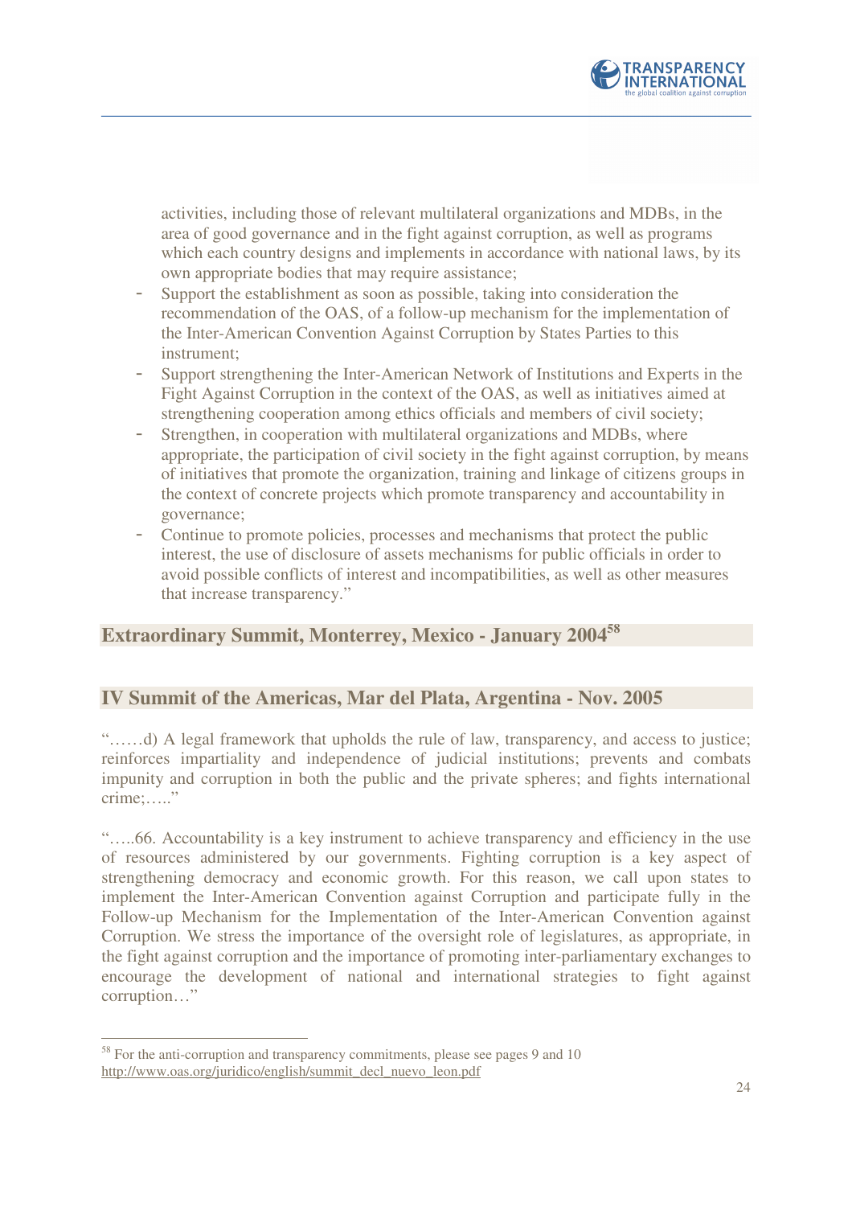activities, including those of relevant multilateral organizations and MDBs, in the area of good governance and in the fight against corruption, as well as programs which each country designs and implements in accordance with national laws, by its own appropriate bodies that may require assistance;

- Support the establishment as soon as possible, taking into consideration the recommendation of the OAS, of a follow-up mechanism for the implementation of the Inter-American Convention Against Corruption by States Parties to this instrument;
- Support strengthening the Inter-American Network of Institutions and Experts in the Fight Against Corruption in the context of the OAS, as well as initiatives aimed at strengthening cooperation among ethics officials and members of civil society;
- Strengthen, in cooperation with multilateral organizations and MDBs, where appropriate, the participation of civil society in the fight against corruption, by means of initiatives that promote the organization, training and linkage of citizens groups in the context of concrete projects which promote transparency and accountability in governance;
- Continue to promote policies, processes and mechanisms that protect the public interest, the use of disclosure of assets mechanisms for public officials in order to avoid possible conflicts of interest and incompatibilities, as well as other measures that increase transparency."

## Extraordinary Summit, Monterrey, Mexico - January 2004[58]

## IV Summit of the Americas, Mar del Plata, Argentina - Nov. 2005

"……d) A legal framework that upholds the rule of law, transparency, and access to justice; reinforces impartiality and independence of judicial institutions; prevents and combats impunity and corruption in both the public and the private spheres; and fights international crime;….."

"…..66. Accountability is a key instrument to achieve transparency and efficiency in the use of resources administered by our governments. Fighting corruption is a key aspect of strengthening democracy and economic growth. For this reason, we call upon states to implement the Inter-American Convention against Corruption and participate fully in the Follow-up Mechanism for the Implementation of the Inter-American Convention against Corruption. We stress the importance of the oversight role of legislatures, as appropriate, in the fight against corruption and the importance of promoting inter-parliamentary exchanges to encourage the development of national and international strategies to fight against corruption…"

[58] For the anti-corruption and transparency commitments, please see pages 9 and 10 http://www.oas.org/juridico/english/summit_decl_nuevo_leon.pdf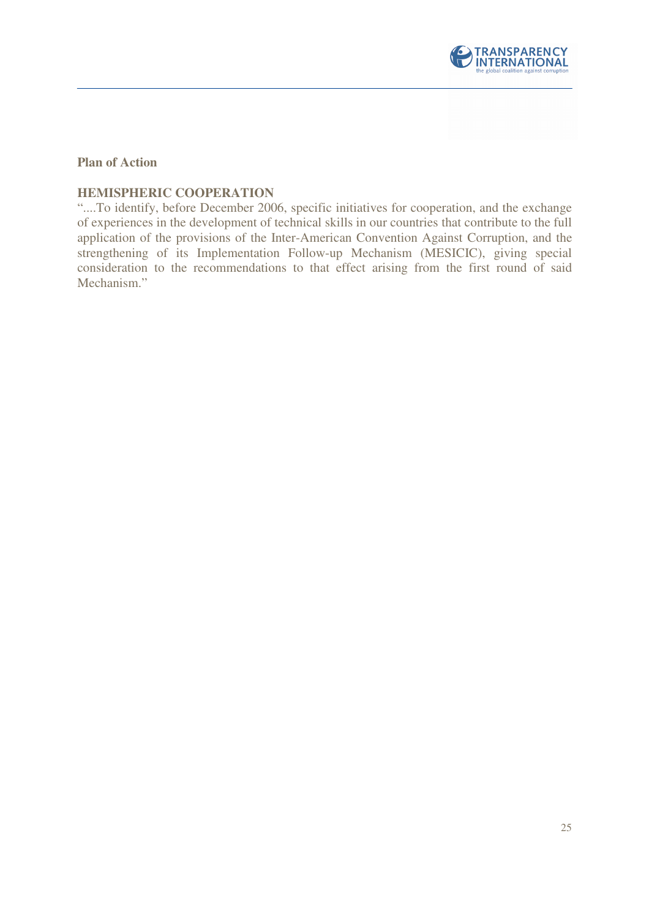**Plan of Action**

**HEMISPHERIC COOPERATION**

"....To identify, before December 2006, specific initiatives for cooperation, and the exchange of experiences in the development of technical skills in our countries that contribute to the full application of the provisions of the Inter-American Convention Against Corruption, and the strengthening of its Implementation Follow-up Mechanism (MESICIC), giving special consideration to the recommendations to that effect arising from the first round of said Mechanism."